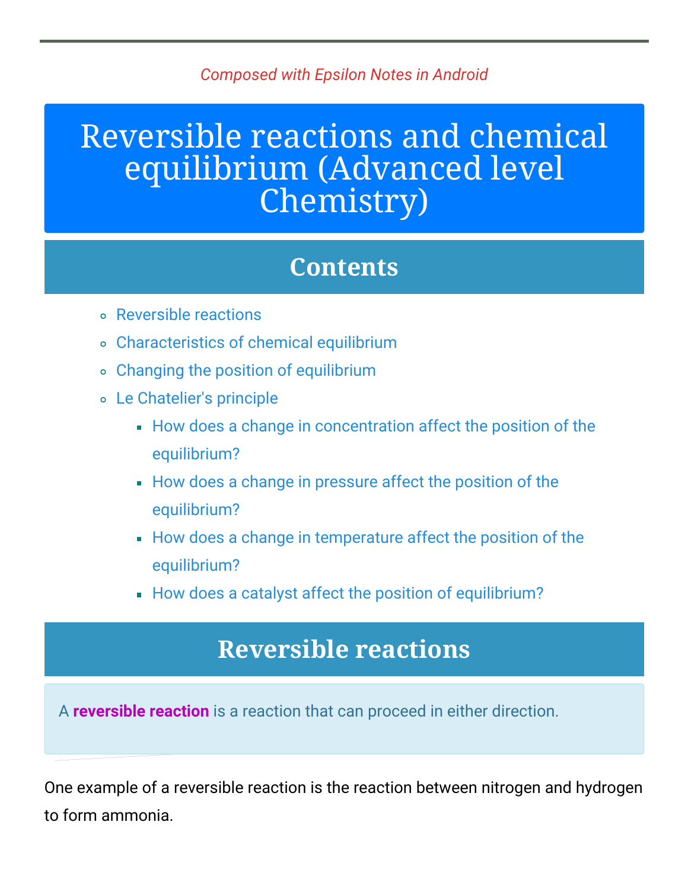*Composed with Epsilon Notes in Android*

# Reversible reactions and chemical equilibrium (Advanced level Chemistry)

## Contents

- Reversible reactions
- Characteristics of chemical equilibrium
- Changing the position of equilibrium
- Le Chatelier's principle
  - How does a change in concentration affect the position of the equilibrium?
  - How does a change in pressure affect the position of the equilibrium?
  - How does a change in temperature affect the position of the equilibrium?
  - How does a catalyst affect the position of equilibrium?

## Reversible reactions

A **reversible reaction** is a reaction that can proceed in either direction.

One example of a reversible reaction is the reaction between nitrogen and hydrogen to form ammonia.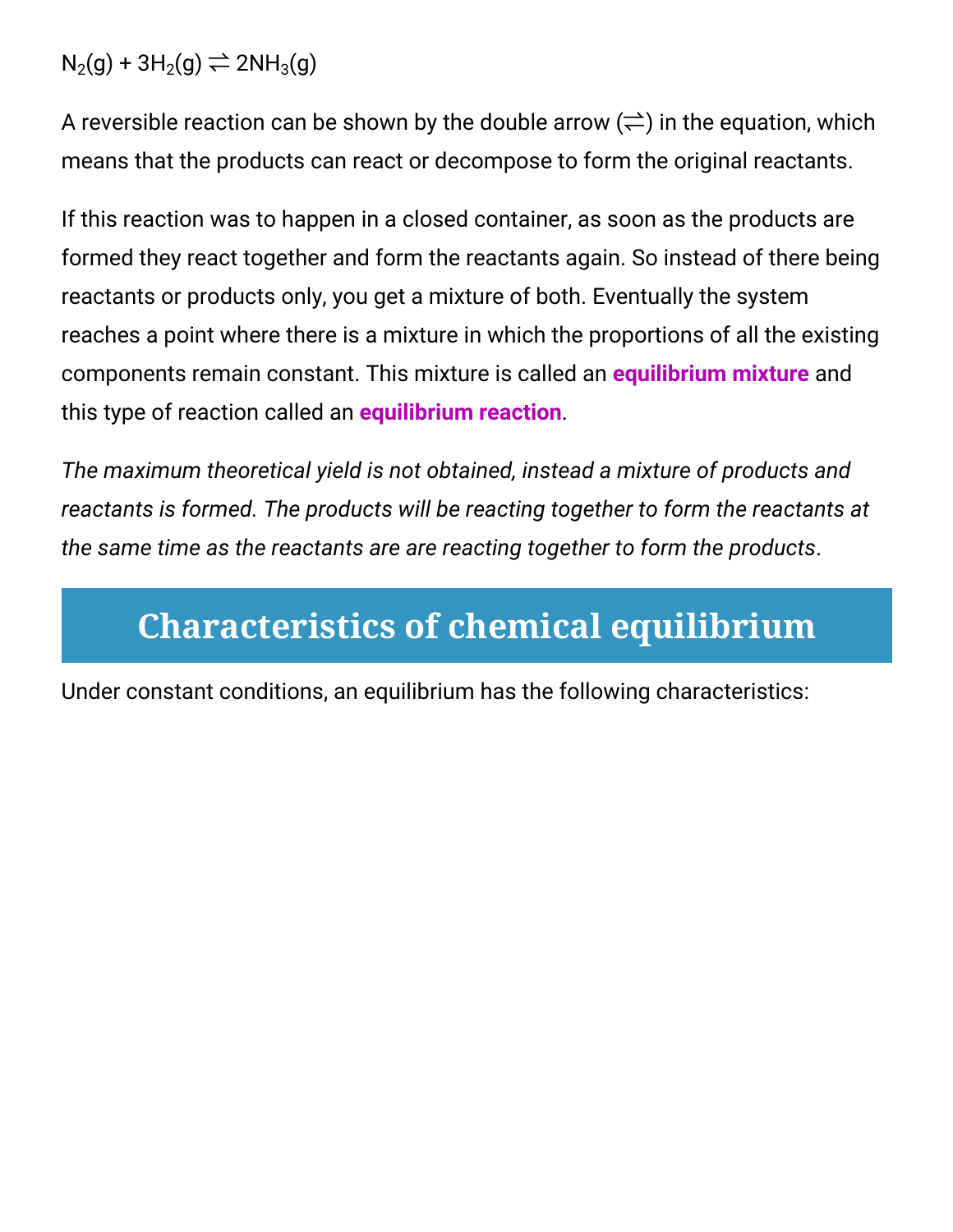$N_2(g) + 3H_2(g) \rightleftharpoons 2NH_3(g)$

A reversible reaction can be shown by the double arrow ($\rightleftharpoons$) in the equation, which means that the products can react or decompose to form the original reactants.

If this reaction was to happen in a closed container, as soon as the products are formed they react together and form the reactants again. So instead of there being reactants or products only, you get a mixture of both. Eventually the system reaches a point where there is a mixture in which the proportions of all the existing components remain constant. This mixture is called an **equilibrium mixture** and this type of reaction called an **equilibrium reaction**.

*The maximum theoretical yield is not obtained, instead a mixture of products and reactants is formed. The products will be reacting together to form the reactants at the same time as the reactants are are reacting together to form the products*.

## Characteristics of chemical equilibrium

Under constant conditions, an equilibrium has the following characteristics: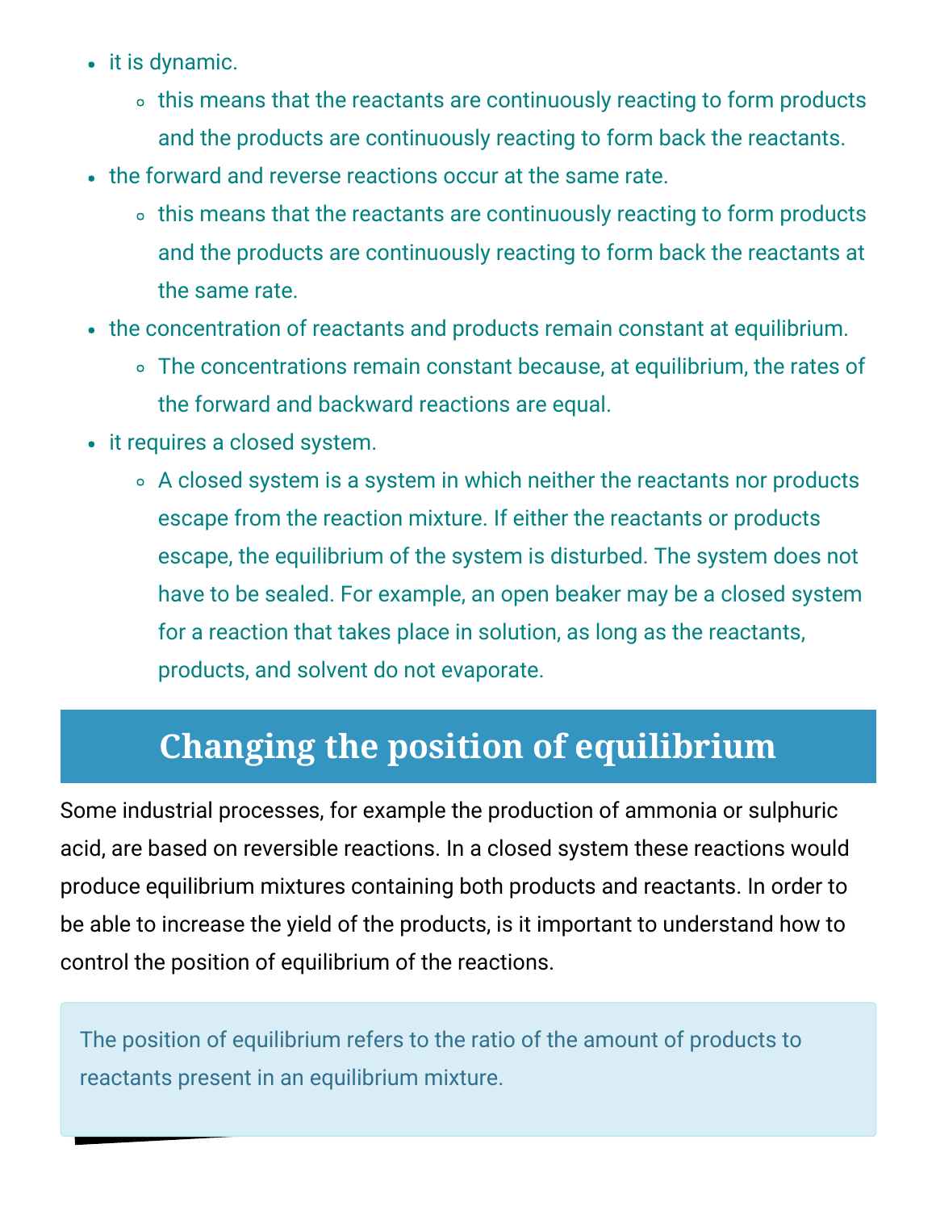- it is dynamic.
    - this means that the reactants are continuously reacting to form products and the products are continuously reacting to form back the reactants.
- the forward and reverse reactions occur at the same rate.
    - this means that the reactants are continuously reacting to form products and the products are continuously reacting to form back the reactants at the same rate.
- the concentration of reactants and products remain constant at equilibrium.
    - The concentrations remain constant because, at equilibrium, the rates of the forward and backward reactions are equal.
- it requires a closed system.
    - A closed system is a system in which neither the reactants nor products escape from the reaction mixture. If either the reactants or products escape, the equilibrium of the system is disturbed. The system does not have to be sealed. For example, an open beaker may be a closed system for a reaction that takes place in solution, as long as the reactants, products, and solvent do not evaporate.

## Changing the position of equilibrium

Some industrial processes, for example the production of ammonia or sulphuric acid, are based on reversible reactions. In a closed system these reactions would produce equilibrium mixtures containing both products and reactants. In order to be able to increase the yield of the products, is it important to understand how to control the position of equilibrium of the reactions.

> The position of equilibrium refers to the ratio of the amount of products to reactants present in an equilibrium mixture.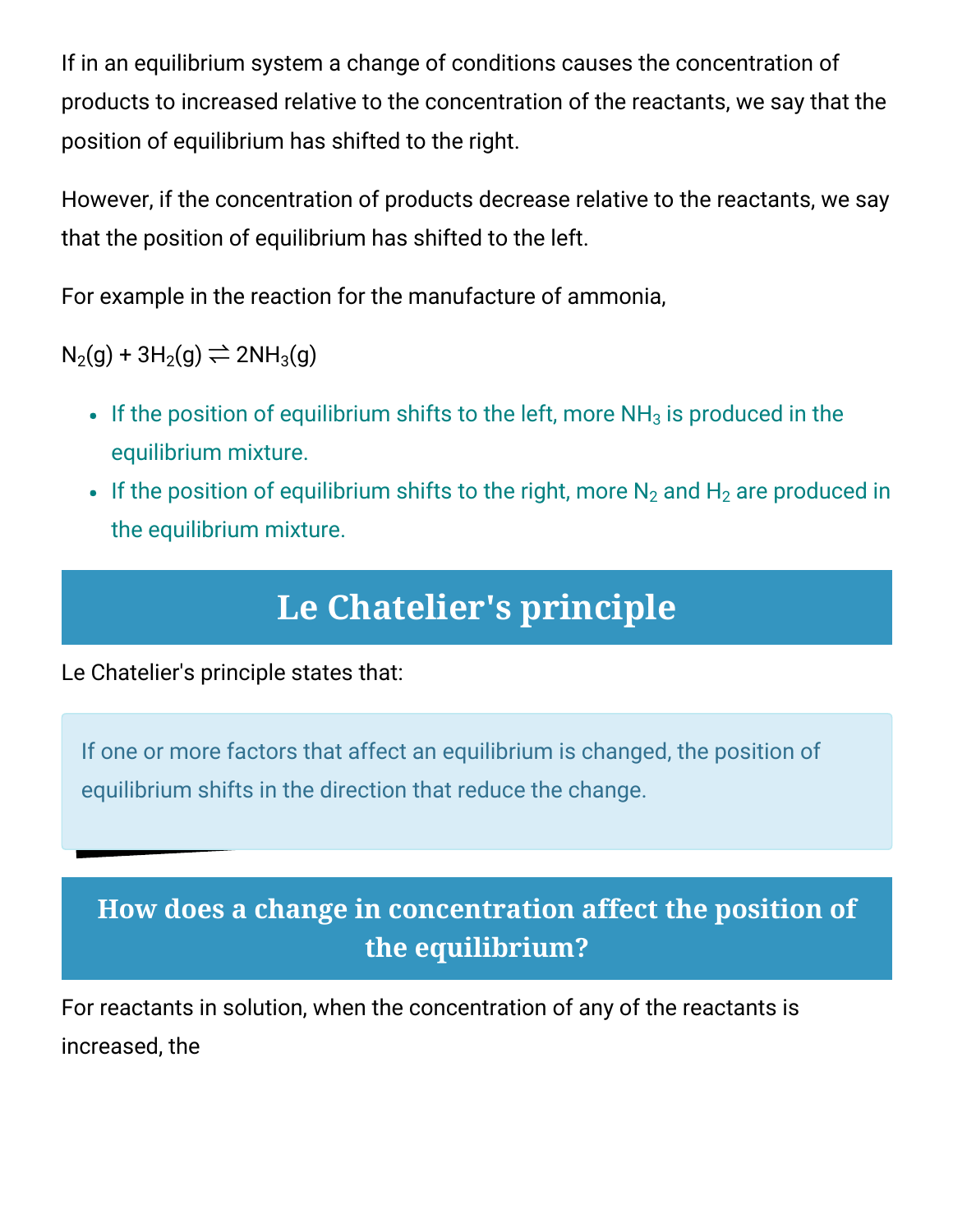If in an equilibrium system a change of conditions causes the concentration of products to increased relative to the concentration of the reactants, we say that the position of equilibrium has shifted to the right.

However, if the concentration of products decrease relative to the reactants, we say that the position of equilibrium has shifted to the left.

For example in the reaction for the manufacture of ammonia,

$N_2(g) + 3H_2(g) \rightleftharpoons 2NH_3(g)$

- If the position of equilibrium shifts to the left, more $NH_3$ is produced in the equilibrium mixture.
- If the position of equilibrium shifts to the right, more $N_2$ and $H_2$ are produced in the equilibrium mixture.

## Le Chatelier's principle

Le Chatelier's principle states that:

> If one or more factors that affect an equilibrium is changed, the position of equilibrium shifts in the direction that reduce the change.

## How does a change in concentration affect the position of the equilibrium?

For reactants in solution, when the concentration of any of the reactants is increased, the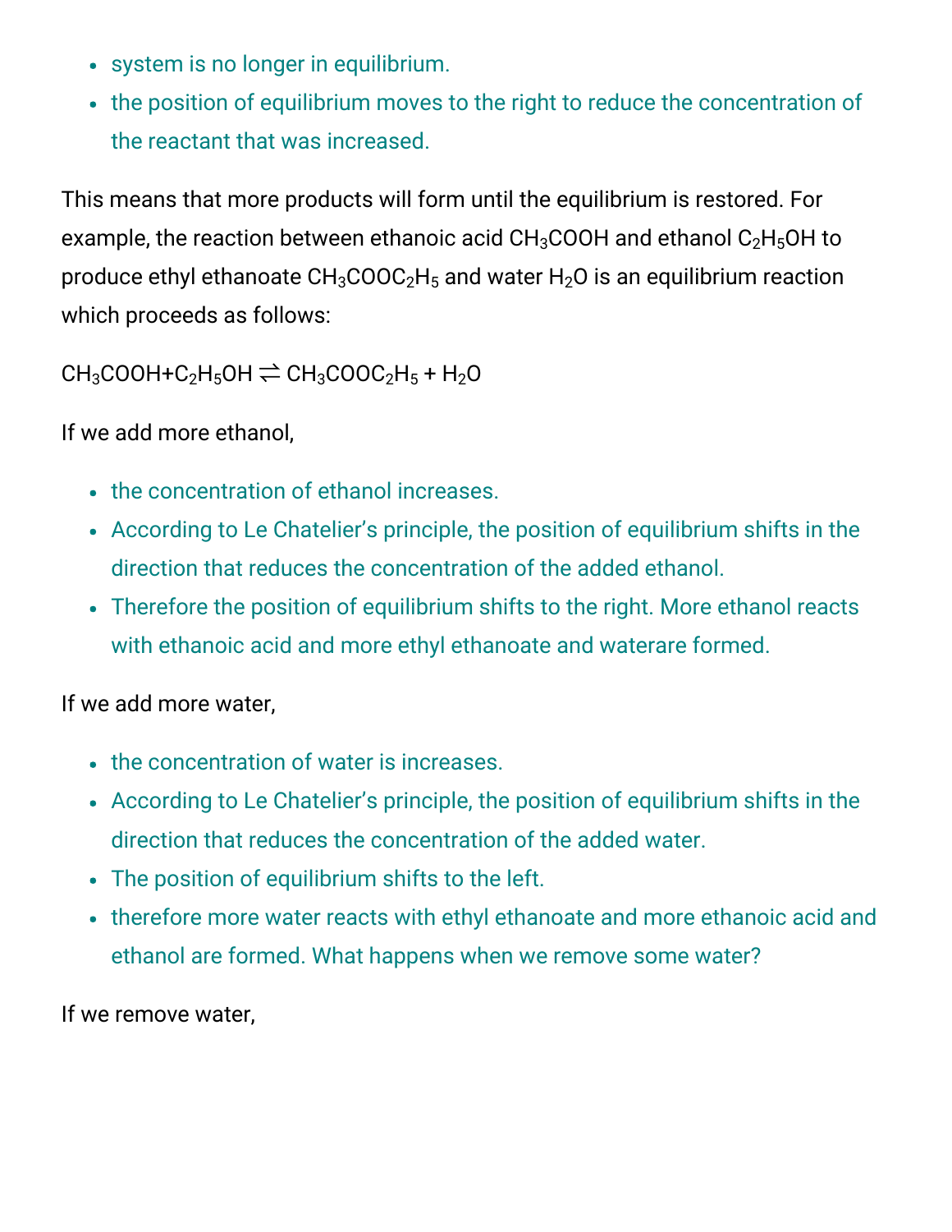- system is no longer in equilibrium.
- the position of equilibrium moves to the right to reduce the concentration of the reactant that was increased.

This means that more products will form until the equilibrium is restored. For example, the reaction between ethanoic acid $CH_3COOH$ and ethanol $C_2H_5OH$ to produce ethyl ethanoate $CH_3COOC_2H_5$ and water $H_2O$ is an equilibrium reaction which proceeds as follows:

$CH_3COOH + C_2H_5OH \rightleftharpoons CH_3COOC_2H_5 + H_2O$

If we add more ethanol,

- the concentration of ethanol increases.
- According to Le Chatelier's principle, the position of equilibrium shifts in the direction that reduces the concentration of the added ethanol.
- Therefore the position of equilibrium shifts to the right. More ethanol reacts with ethanoic acid and more ethyl ethanoate and waterare formed.

If we add more water,

- the concentration of water is increases.
- According to Le Chatelier's principle, the position of equilibrium shifts in the direction that reduces the concentration of the added water.
- The position of equilibrium shifts to the left.
- therefore more water reacts with ethyl ethanoate and more ethanoic acid and ethanol are formed. What happens when we remove some water?

If we remove water,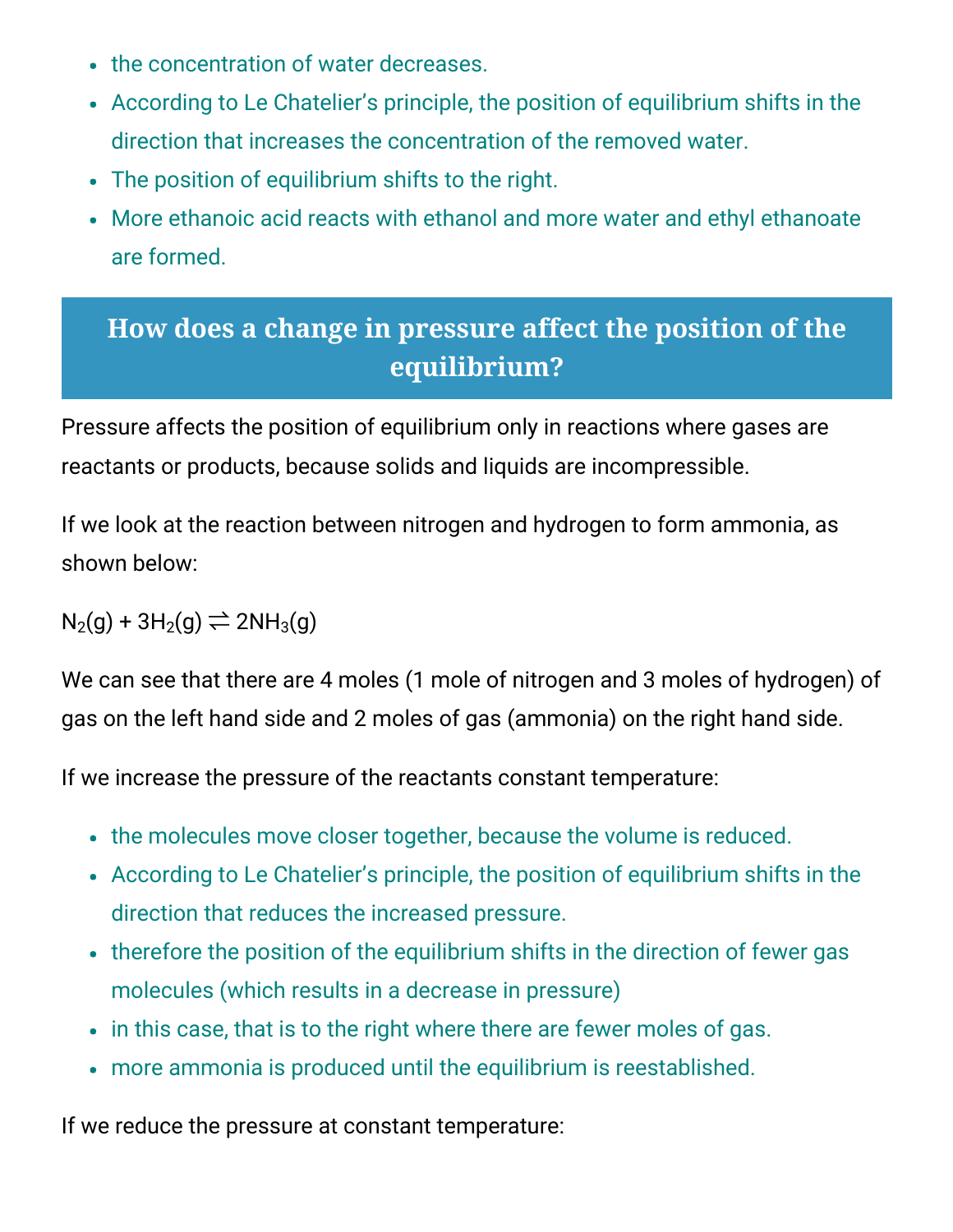- the concentration of water decreases.
- According to Le Chatelier's principle, the position of equilibrium shifts in the direction that increases the concentration of the removed water.
- The position of equilibrium shifts to the right.
- More ethanoic acid reacts with ethanol and more water and ethyl ethanoate are formed.

## How does a change in pressure affect the position of the equilibrium?

Pressure affects the position of equilibrium only in reactions where gases are reactants or products, because solids and liquids are incompressible.

If we look at the reaction between nitrogen and hydrogen to form ammonia, as shown below:

$N_2(g) + 3H_2(g) \rightleftharpoons 2NH_3(g)$

We can see that there are 4 moles (1 mole of nitrogen and 3 moles of hydrogen) of gas on the left hand side and 2 moles of gas (ammonia) on the right hand side.

If we increase the pressure of the reactants constant temperature:

- the molecules move closer together, because the volume is reduced.
- According to Le Chatelier's principle, the position of equilibrium shifts in the direction that reduces the increased pressure.
- therefore the position of the equilibrium shifts in the direction of fewer gas molecules (which results in a decrease in pressure)
- in this case, that is to the right where there are fewer moles of gas.
- more ammonia is produced until the equilibrium is reestablished.

If we reduce the pressure at constant temperature: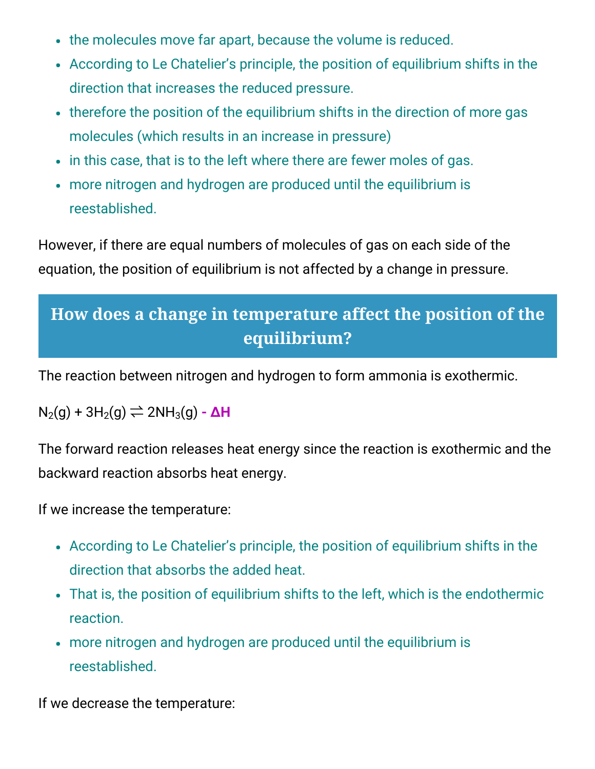- the molecules move far apart, because the volume is reduced.
- According to Le Chatelier's principle, the position of equilibrium shifts in the direction that increases the reduced pressure.
- therefore the position of the equilibrium shifts in the direction of more gas molecules (which results in an increase in pressure)
- in this case, that is to the left where there are fewer moles of gas.
- more nitrogen and hydrogen are produced until the equilibrium is reestablished.

However, if there are equal numbers of molecules of gas on each side of the equation, the position of equilibrium is not affected by a change in pressure.

## How does a change in temperature affect the position of the equilibrium?

The reaction between nitrogen and hydrogen to form ammonia is exothermic.

$N_2(g) + 3H_2(g) \rightleftharpoons 2NH_3(g)$ **$- \Delta H$**

The forward reaction releases heat energy since the reaction is exothermic and the backward reaction absorbs heat energy.

If we increase the temperature:

- According to Le Chatelier's principle, the position of equilibrium shifts in the direction that absorbs the added heat.
- That is, the position of equilibrium shifts to the left, which is the endothermic reaction.
- more nitrogen and hydrogen are produced until the equilibrium is reestablished.

If we decrease the temperature: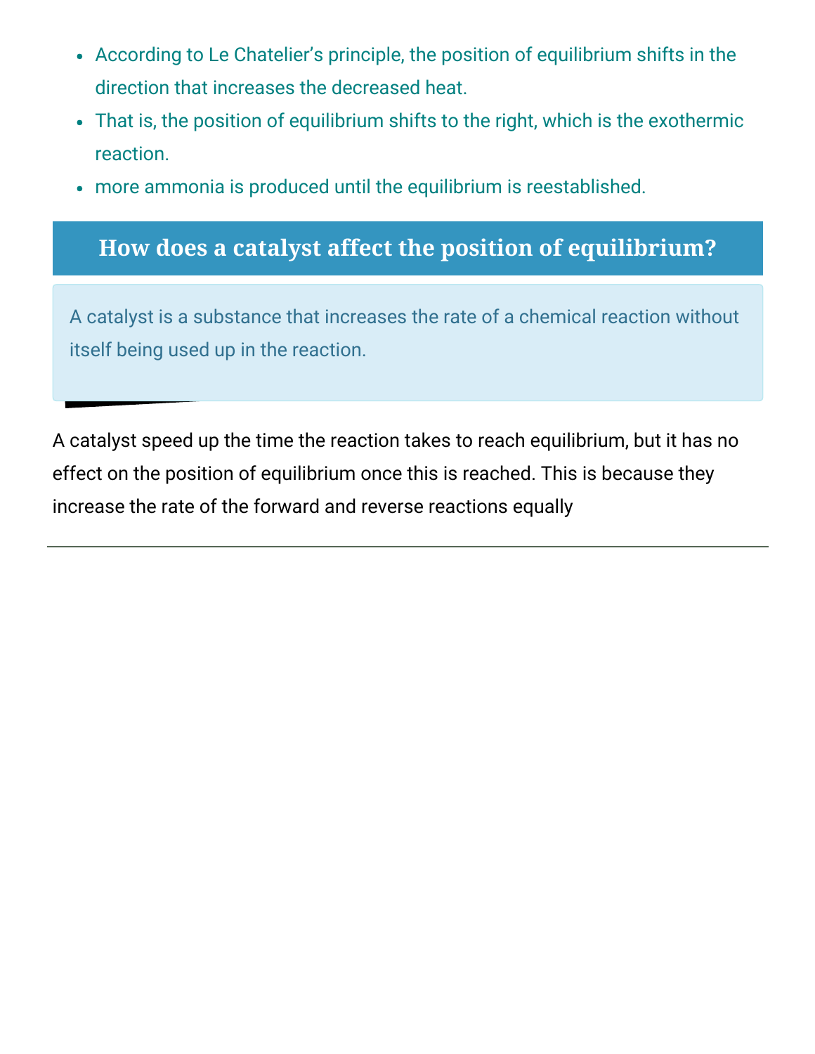- According to Le Chatelier's principle, the position of equilibrium shifts in the direction that increases the decreased heat.
- That is, the position of equilibrium shifts to the right, which is the exothermic reaction.
- more ammonia is produced until the equilibrium is reestablished.

## How does a catalyst affect the position of equilibrium?

A catalyst is a substance that increases the rate of a chemical reaction without itself being used up in the reaction.

A catalyst speed up the time the reaction takes to reach equilibrium, but it has no effect on the position of equilibrium once this is reached. This is because they increase the rate of the forward and reverse reactions equally

---